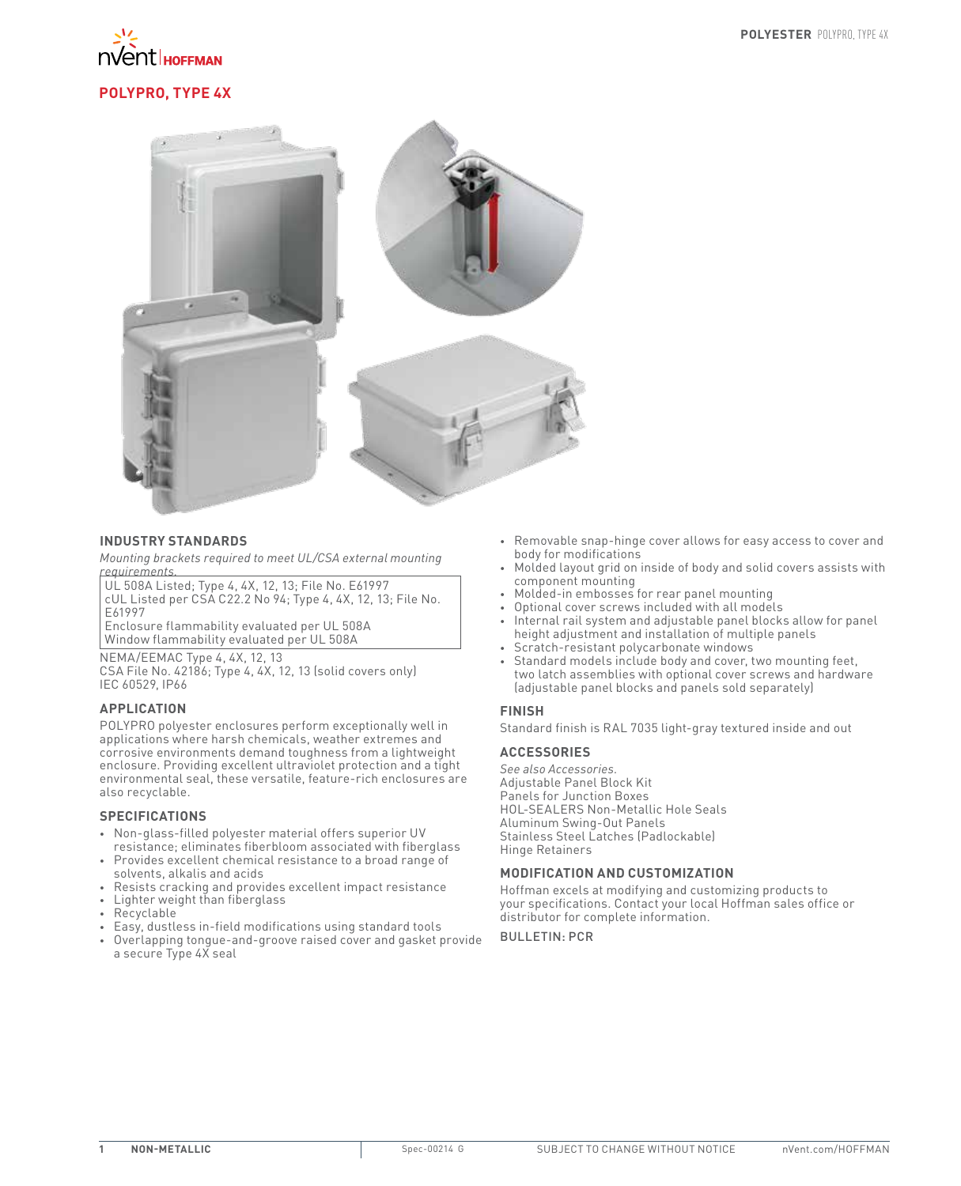# POLYPRO, TYPE 4X

## INDUSTRY STANDARDS

*Mounting brackets required to meet UL/CSA external mounting requirements.*

UL 508A Listed; Type 4, 4X, 12, 13; File No. E61997
cUL Listed per CSA C22.2 No 94; Type 4, 4X, 12, 13; File No. E61997
Enclosure flammability evaluated per UL 508A
Window flammability evaluated per UL 508A

NEMA/EEMAC Type 4, 4X, 12, 13
CSA File No. 42186; Type 4, 4X, 12, 13 (solid covers only)
IEC 60529, IP66

## APPLICATION

POLYPRO polyester enclosures perform exceptionally well in applications where harsh chemicals, weather extremes and corrosive environments demand toughness from a lightweight enclosure. Providing excellent ultraviolet protection and a tight environmental seal, these versatile, feature-rich enclosures are also recyclable.

## SPECIFICATIONS

- Non-glass-filled polyester material offers superior UV resistance; eliminates fiberbloom associated with fiberglass
- Provides excellent chemical resistance to a broad range of solvents, alkalis and acids
- Resists cracking and provides excellent impact resistance
- Lighter weight than fiberglass
- Recyclable
- Easy, dustless in-field modifications using standard tools
- Overlapping tongue-and-groove raised cover and gasket provide a secure Type 4X seal
- Removable snap-hinge cover allows for easy access to cover and body for modifications
- Molded layout grid on inside of body and solid covers assists with component mounting
- Molded-in embosses for rear panel mounting
- Optional cover screws included with all models
- Internal rail system and adjustable panel blocks allow for panel height adjustment and installation of multiple panels
- Scratch-resistant polycarbonate windows
- Standard models include body and cover, two mounting feet, two latch assemblies with optional cover screws and hardware (adjustable panel blocks and panels sold separately)

## FINISH

Standard finish is RAL 7035 light-gray textured inside and out

## ACCESSORIES

*See also Accessories.*
Adjustable Panel Block Kit
Panels for Junction Boxes
HOL-SEALERS Non-Metallic Hole Seals
Aluminum Swing-Out Panels
Stainless Steel Latches (Padlockable)
Hinge Retainers

## MODIFICATION AND CUSTOMIZATION

Hoffman excels at modifying and customizing products to your specifications. Contact your local Hoffman sales office or distributor for complete information.

BULLETIN: PCR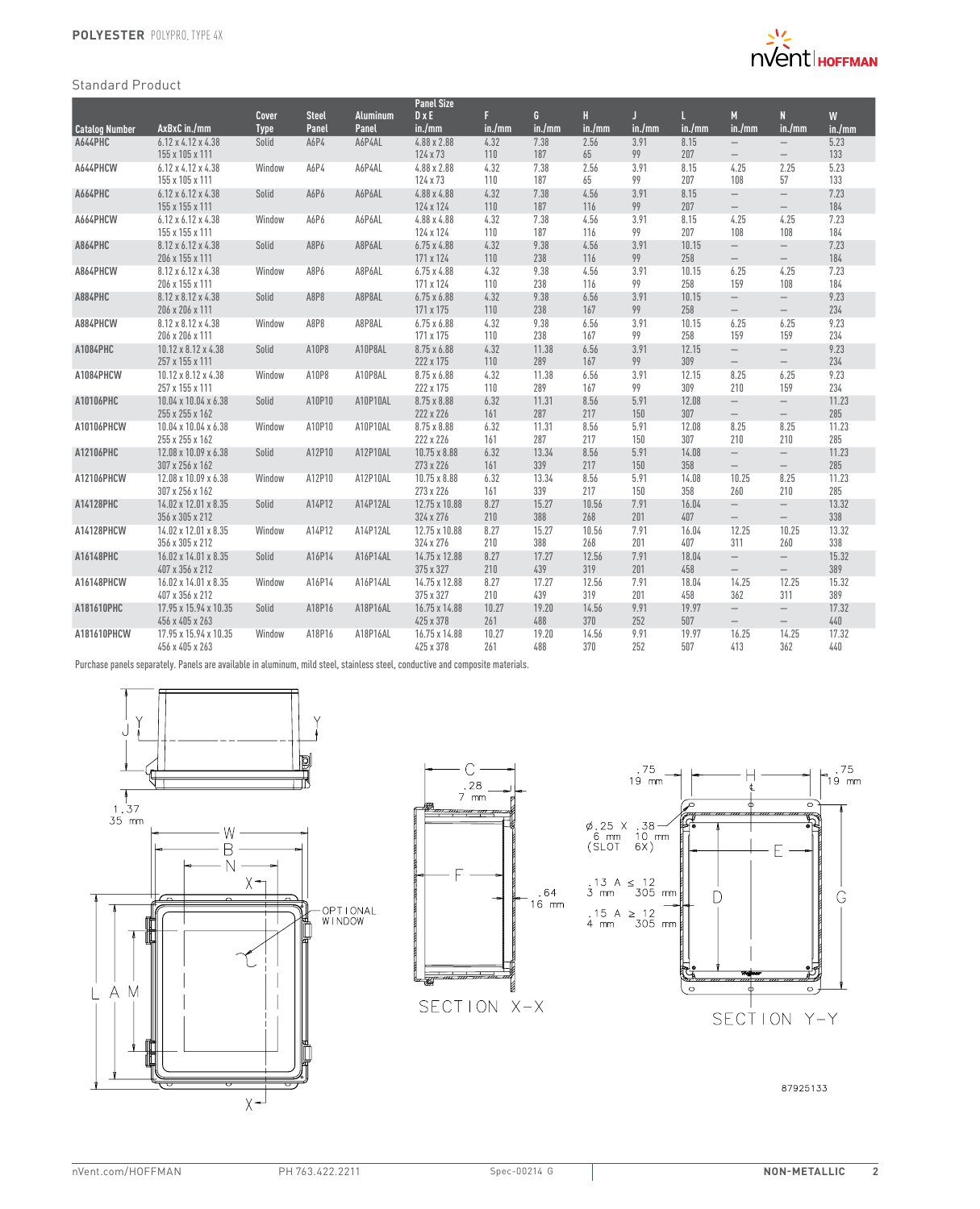**POLYESTER** POLYPRO, TYPE 4X

Standard Product

| Catalog Number | AxBxC in./mm | Cover Type | Steel Panel | Aluminum Panel | Panel Size D x E in./mm | F in./mm | G in./mm | H in./mm | J in./mm | L in./mm | M in./mm | N in./mm | W in./mm |
|---|---|---|---|---|---|---|---|---|---|---|---|---|---|
| A644PHC | 6.12 x 4.12 x 4.38<br>155 x 105 x 111 | Solid | A6P4 | A6P4AL | 4.88 x 2.88<br>124 x 73 | 4.32<br>110 | 7.38<br>187 | 2.56<br>65 | 3.91<br>99 | 8.15<br>207 | —<br>— | —<br>— | 5.23<br>133 |
| A644PHCW | 6.12 x 4.12 x 4.38<br>155 x 105 x 111 | Window | A6P4 | A6P4AL | 4.88 x 2.88<br>124 x 73 | 4.32<br>110 | 7.38<br>187 | 2.56<br>65 | 3.91<br>99 | 8.15<br>207 | 4.25<br>108 | 2.25<br>57 | 5.23<br>133 |
| A664PHC | 6.12 x 6.12 x 4.38<br>155 x 155 x 111 | Solid | A6P6 | A6P6AL | 4.88 x 4.88<br>124 x 124 | 4.32<br>110 | 7.38<br>187 | 4.56<br>116 | 3.91<br>99 | 8.15<br>207 | —<br>— | —<br>— | 7.23<br>184 |
| A664PHCW | 6.12 x 6.12 x 4.38<br>155 x 155 x 111 | Window | A6P6 | A6P6AL | 4.88 x 4.88<br>124 x 124 | 4.32<br>110 | 7.38<br>187 | 4.56<br>116 | 3.91<br>99 | 8.15<br>207 | 4.25<br>108 | 4.25<br>108 | 7.23<br>184 |
| A864PHC | 8.12 x 6.12 x 4.38<br>206 x 155 x 111 | Solid | A8P6 | A8P6AL | 6.75 x 4.88<br>171 x 124 | 4.32<br>110 | 9.38<br>238 | 4.56<br>116 | 3.91<br>99 | 10.15<br>258 | —<br>— | —<br>— | 7.23<br>184 |
| A864PHCW | 8.12 x 6.12 x 4.38<br>206 x 155 x 111 | Window | A8P6 | A8P6AL | 6.75 x 4.88<br>171 x 124 | 4.32<br>110 | 9.38<br>238 | 4.56<br>116 | 3.91<br>99 | 10.15<br>258 | 6.25<br>159 | 4.25<br>108 | 7.23<br>184 |
| A884PHC | 8.12 x 8.12 x 4.38<br>206 x 206 x 111 | Solid | A8P8 | A8P8AL | 6.75 x 6.88<br>171 x 175 | 4.32<br>110 | 9.38<br>238 | 6.56<br>167 | 3.91<br>99 | 10.15<br>258 | —<br>— | —<br>— | 9.23<br>234 |
| A884PHCW | 8.12 x 8.12 x 4.38<br>206 x 206 x 111 | Window | A8P8 | A8P8AL | 6.75 x 6.88<br>171 x 175 | 4.32<br>110 | 9.38<br>238 | 6.56<br>167 | 3.91<br>99 | 10.15<br>258 | 6.25<br>159 | 6.25<br>159 | 9.23<br>234 |
| A1084PHC | 10.12 x 8.12 x 4.38<br>257 x 155 x 111 | Solid | A10P8 | A10P8AL | 8.75 x 6.88<br>222 x 175 | 4.32<br>110 | 11.38<br>289 | 6.56<br>167 | 3.91<br>99 | 12.15<br>309 | —<br>— | —<br>— | 9.23<br>234 |
| A1084PHCW | 10.12 x 8.12 x 4.38<br>257 x 155 x 111 | Window | A10P8 | A10P8AL | 8.75 x 6.88<br>222 x 175 | 4.32<br>110 | 11.38<br>289 | 6.56<br>167 | 3.91<br>99 | 12.15<br>309 | 8.25<br>210 | 6.25<br>159 | 9.23<br>234 |
| A10106PHC | 10.04 x 10.04 x 6.38<br>255 x 255 x 162 | Solid | A10P10 | A10P10AL | 8.75 x 8.88<br>222 x 226 | 6.32<br>161 | 11.31<br>287 | 8.56<br>217 | 5.91<br>150 | 12.08<br>307 | —<br>— | —<br>— | 11.23<br>285 |
| A10106PHCW | 10.04 x 10.04 x 6.38<br>255 x 255 x 162 | Window | A10P10 | A10P10AL | 8.75 x 8.88<br>222 x 226 | 6.32<br>161 | 11.31<br>287 | 8.56<br>217 | 5.91<br>150 | 12.08<br>307 | 8.25<br>210 | 8.25<br>210 | 11.23<br>285 |
| A12106PHC | 12.08 x 10.09 x 6.38<br>307 x 256 x 162 | Solid | A12P10 | A12P10AL | 10.75 x 8.88<br>273 x 226 | 6.32<br>161 | 13.34<br>339 | 8.56<br>217 | 5.91<br>150 | 14.08<br>358 | —<br>— | —<br>— | 11.23<br>285 |
| A12106PHCW | 12.08 x 10.09 x 6.38<br>307 x 256 x 162 | Window | A12P10 | A12P10AL | 10.75 x 8.88<br>273 x 226 | 6.32<br>161 | 13.34<br>339 | 8.56<br>217 | 5.91<br>150 | 14.08<br>358 | 10.25<br>260 | 8.25<br>210 | 11.23<br>285 |
| A14128PHC | 14.02 x 12.01 x 8.35<br>356 x 305 x 212 | Solid | A14P12 | A14P12AL | 12.75 x 10.88<br>324 x 276 | 8.27<br>210 | 15.27<br>388 | 10.56<br>268 | 7.91<br>201 | 16.04<br>407 | —<br>— | —<br>— | 13.32<br>338 |
| A14128PHCW | 14.02 x 12.01 x 8.35<br>356 x 305 x 212 | Window | A14P12 | A14P12AL | 12.75 x 10.88<br>324 x 276 | 8.27<br>210 | 15.27<br>388 | 10.56<br>268 | 7.91<br>201 | 16.04<br>407 | 12.25<br>311 | 10.25<br>260 | 13.32<br>338 |
| A16148PHC | 16.02 x 14.01 x 8.35<br>407 x 356 x 212 | Solid | A16P14 | A16P14AL | 14.75 x 12.88<br>375 x 327 | 8.27<br>210 | 17.27<br>439 | 12.56<br>319 | 7.91<br>201 | 18.04<br>458 | —<br>— | —<br>— | 15.32<br>389 |
| A16148PHCW | 16.02 x 14.01 x 8.35<br>407 x 356 x 212 | Window | A16P14 | A16P14AL | 14.75 x 12.88<br>375 x 327 | 8.27<br>210 | 17.27<br>439 | 12.56<br>319 | 7.91<br>201 | 18.04<br>458 | 14.25<br>362 | 12.25<br>311 | 15.32<br>389 |
| A181610PHC | 17.95 x 15.94 x 10.35<br>456 x 405 x 263 | Solid | A18P16 | A18P16AL | 16.75 x 14.88<br>425 x 378 | 10.27<br>261 | 19.20<br>488 | 14.56<br>370 | 9.91<br>252 | 19.97<br>507 | —<br>— | —<br>— | 17.32<br>440 |
| A181610PHCW | 17.95 x 15.94 x 10.35<br>456 x 405 x 263 | Window | A18P16 | A18P16AL | 16.75 x 14.88<br>425 x 378 | 10.27<br>261 | 19.20<br>488 | 14.56<br>370 | 9.91<br>252 | 19.97<br>507 | 16.25<br>413 | 14.25<br>362 | 17.32<br>440 |

Purchase panels separately. Panels are available in aluminum, mild steel, stainless steel, conductive and composite materials.

1.37 35 mm

OPTIONAL WINDOW

.28 7 mm

.64 16 mm

SECTION X–X

.75 19 mm

.75 19 mm

Ø.25 X .38 6 mm 10 mm (SLOT 6X)

.13 A ≤ 12 3 mm 305 mm

.15 A ≥ 12 4 mm 305 mm

SECTION Y–Y

87925133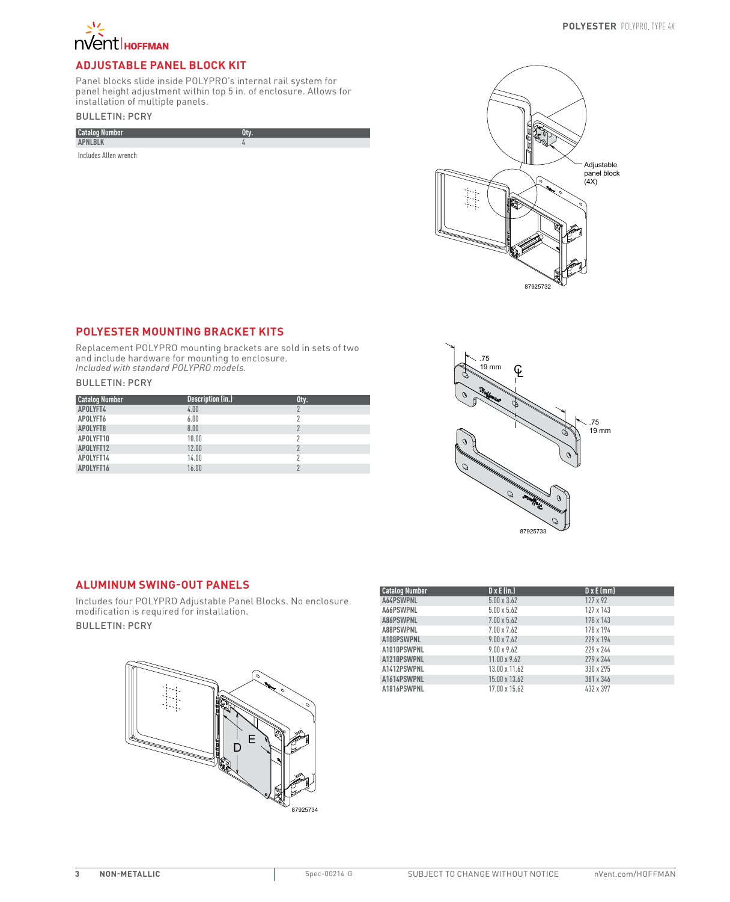## ADJUSTABLE PANEL BLOCK KIT

Panel blocks slide inside POLYPRO's internal rail system for panel height adjustment within top 5 in. of enclosure. Allows for installation of multiple panels.

BULLETIN: PCRY

| Catalog Number | Qty. |
|---|---|
| APNLBLK | 4 |

Includes Allen wrench

Adjustable panel block (4X)

87925732

## POLYESTER MOUNTING BRACKET KITS

Replacement POLYPRO mounting brackets are sold in sets of two and include hardware for mounting to enclosure. *Included with standard POLYPRO models.*

BULLETIN: PCRY

| Catalog Number | Description (in.) | Qty. |
|---|---|---|
| APOLYFT4 | 4.00 | 2 |
| APOLYFT6 | 6.00 | 2 |
| APOLYFT8 | 8.00 | 2 |
| APOLYFT10 | 10.00 | 2 |
| APOLYFT12 | 12.00 | 2 |
| APOLYFT14 | 14.00 | 2 |
| APOLYFT16 | 16.00 | 2 |

.75 19 mm

.75 19 mm

87925733

## ALUMINUM SWING-OUT PANELS

Includes four POLYPRO Adjustable Panel Blocks. No enclosure modification is required for installation.

BULLETIN: PCRY

| Catalog Number | D x E (in.) | D x E (mm) |
|---|---|---|
| A64PSWPNL | 5.00 x 3.62 | 127 x 92 |
| A66PSWPNL | 5.00 x 5.62 | 127 x 143 |
| A86PSWPNL | 7.00 x 5.62 | 178 x 143 |
| A88PSWPNL | 7.00 x 7.62 | 178 x 194 |
| A108PSWPNL | 9.00 x 7.62 | 229 x 194 |
| A1010PSWPNL | 9.00 x 9.62 | 229 x 244 |
| A1210PSWPNL | 11.00 x 9.62 | 279 x 244 |
| A1412PSWPNL | 13.00 x 11.62 | 330 x 295 |
| A1614PSWPNL | 15.00 x 13.62 | 381 x 346 |
| A1816PSWPNL | 17.00 x 15.62 | 432 x 397 |

87925734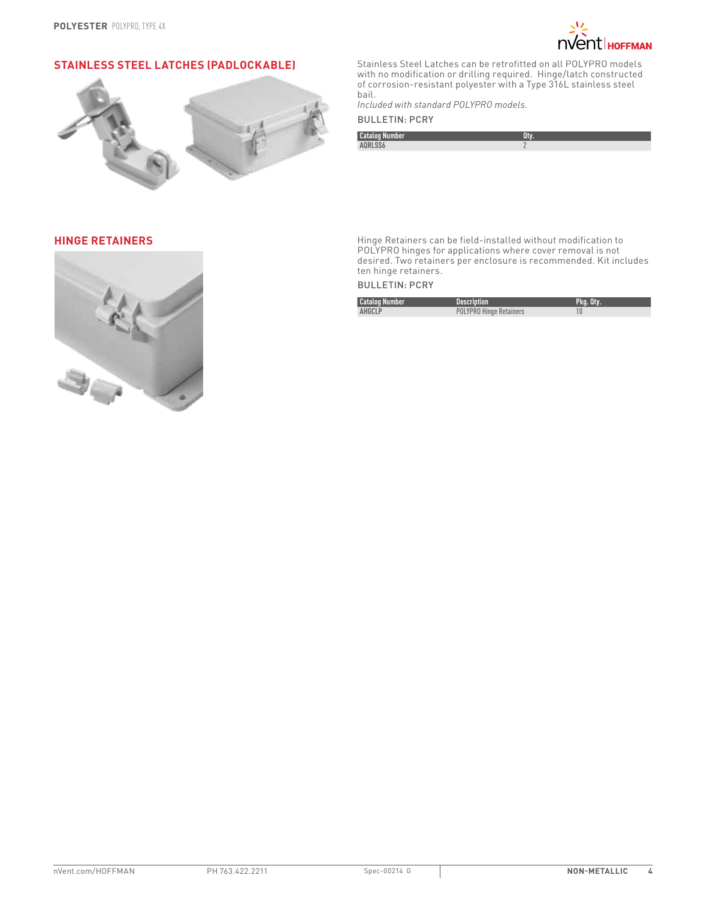## STAINLESS STEEL LATCHES (PADLOCKABLE)

Stainless Steel Latches can be retrofitted on all POLYPRO models with no modification or drilling required. Hinge/latch constructed of corrosion-resistant polyester with a Type 316L stainless steel bail.

*Included with standard POLYPRO models.*

BULLETIN: PCRY

| Catalog Number | Qty. |
|---|---|
| AQRLSS6 | 2 |

## HINGE RETAINERS

Hinge Retainers can be field-installed without modification to POLYPRO hinges for applications where cover removal is not desired. Two retainers per enclosure is recommended. Kit includes ten hinge retainers.

BULLETIN: PCRY

| Catalog Number | Description | Pkg. Qty. |
|---|---|---|
| AHGCLP | POLYPRO Hinge Retainers | 10 |